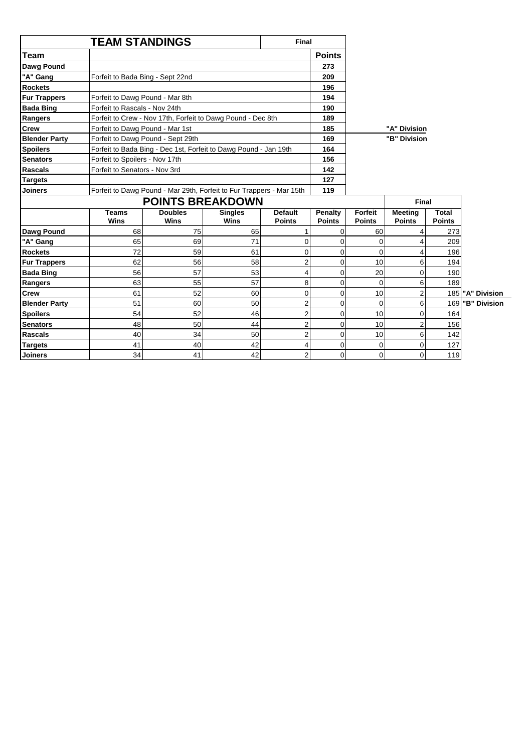## TEAM STANDINGS

Final

| Team | | Points |
|---|---|---|
| Dawg Pound | | 273 |
| "A" Gang | Forfeit to Bada Bing - Sept 22nd | 209 |
| Rockets | | 196 |
| Fur Trappers | Forfeit to Dawg Pound - Mar 8th | 194 |
| Bada Bing | Forfeit to Rascals - Nov 24th | 190 |
| Rangers | Forfeit to Crew - Nov 17th, Forfeit to Dawg Pound - Dec 8th | 189 |
| Crew | Forfeit to Dawg Pound - Mar 1st | 185 |
| Blender Party | Forfeit to Dawg Pound - Sept 29th | 169 |
| Spoilers | Forfeit to Bada Bing - Dec 1st, Forfeit to Dawg Pound - Jan 19th | 164 |
| Senators | Forfeit to Spoilers - Nov 17th | 156 |
| Rascals | Forfeit to Senators - Nov 3rd | 142 |
| Targets | | 127 |
| Joiners | Forfeit to Dawg Pound - Mar 29th, Forfeit to Fur Trappers - Mar 15th | 119 |

"A" Division

"B" Division

## POINTS BREAKDOWN

Final

| | Teams Wins | Doubles Wins | Singles Wins | Default Points | Penalty Points | Forfeit Points | Meeting Points | Total Points | |
|---|---|---|---|---|---|---|---|---|---|
| Dawg Pound | 68 | 75 | 65 | 1 | 0 | 60 | 4 | 273 | |
| "A" Gang | 65 | 69 | 71 | 0 | 0 | 0 | 4 | 209 | |
| Rockets | 72 | 59 | 61 | 0 | 0 | 0 | 4 | 196 | |
| Fur Trappers | 62 | 56 | 58 | 2 | 0 | 10 | 6 | 194 | |
| Bada Bing | 56 | 57 | 53 | 4 | 0 | 20 | 0 | 190 | |
| Rangers | 63 | 55 | 57 | 8 | 0 | 0 | 6 | 189 | |
| Crew | 61 | 52 | 60 | 0 | 0 | 10 | 2 | 185 | "A" Division |
| Blender Party | 51 | 60 | 50 | 2 | 0 | 0 | 6 | 169 | "B" Division |
| Spoilers | 54 | 52 | 46 | 2 | 0 | 10 | 0 | 164 | |
| Senators | 48 | 50 | 44 | 2 | 0 | 10 | 2 | 156 | |
| Rascals | 40 | 34 | 50 | 2 | 0 | 10 | 6 | 142 | |
| Targets | 41 | 40 | 42 | 4 | 0 | 0 | 0 | 127 | |
| Joiners | 34 | 41 | 42 | 2 | 0 | 0 | 0 | 119 | |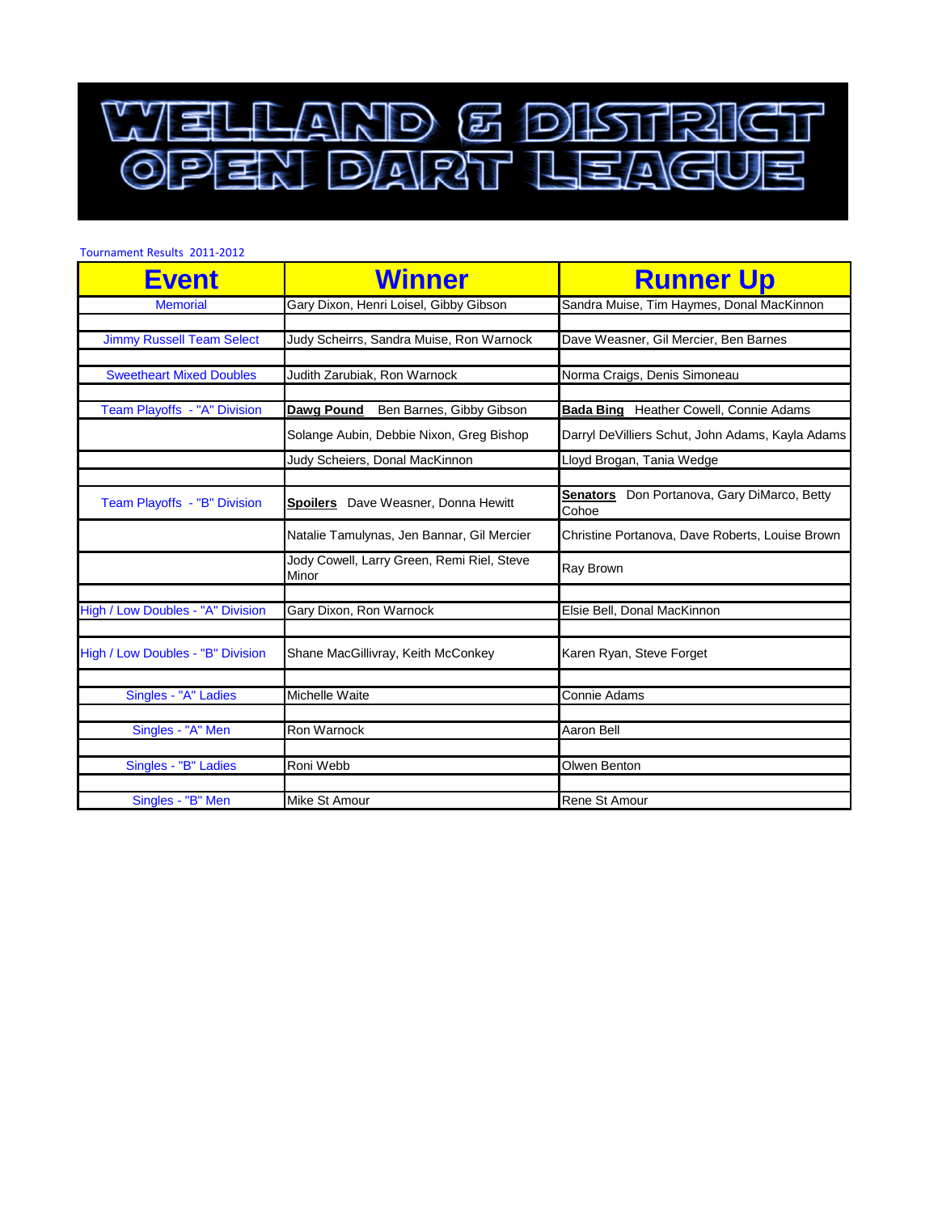# WELLAND & DISTRICT OPEN DART LEAGUE

Tournament Results 2011-2012

| Event | Winner | Runner Up |
|---|---|---|
| Memorial | Gary Dixon, Henri Loisel, Gibby Gibson | Sandra Muise, Tim Haymes, Donal MacKinnon |
| | | |
| Jimmy Russell Team Select | Judy Scheirrs, Sandra Muise, Ron Warnock | Dave Weasner, Gil Mercier, Ben Barnes |
| | | |
| Sweetheart Mixed Doubles | Judith Zarubiak, Ron Warnock | Norma Craigs, Denis Simoneau |
| | | |
| Team Playoffs - "A" Division | **Dawg Pound** Ben Barnes, Gibby Gibson | **Bada Bing** Heather Cowell, Connie Adams |
| | Solange Aubin, Debbie Nixon, Greg Bishop | Darryl DeVilliers Schut, John Adams, Kayla Adams |
| | Judy Scheiers, Donal MacKinnon | Lloyd Brogan, Tania Wedge |
| | | |
| Team Playoffs - "B" Division | **Spoilers** Dave Weasner, Donna Hewitt | **Senators** Don Portanova, Gary DiMarco, Betty Cohoe |
| | Natalie Tamulynas, Jen Bannar, Gil Mercier | Christine Portanova, Dave Roberts, Louise Brown |
| | Jody Cowell, Larry Green, Remi Riel, Steve Minor | Ray Brown |
| | | |
| High / Low Doubles - "A" Division | Gary Dixon, Ron Warnock | Elsie Bell, Donal MacKinnon |
| | | |
| High / Low Doubles - "B" Division | Shane MacGillivray, Keith McConkey | Karen Ryan, Steve Forget |
| | | |
| Singles - "A" Ladies | Michelle Waite | Connie Adams |
| | | |
| Singles - "A" Men | Ron Warnock | Aaron Bell |
| | | |
| Singles - "B" Ladies | Roni Webb | Olwen Benton |
| | | |
| Singles - "B" Men | Mike St Amour | Rene St Amour |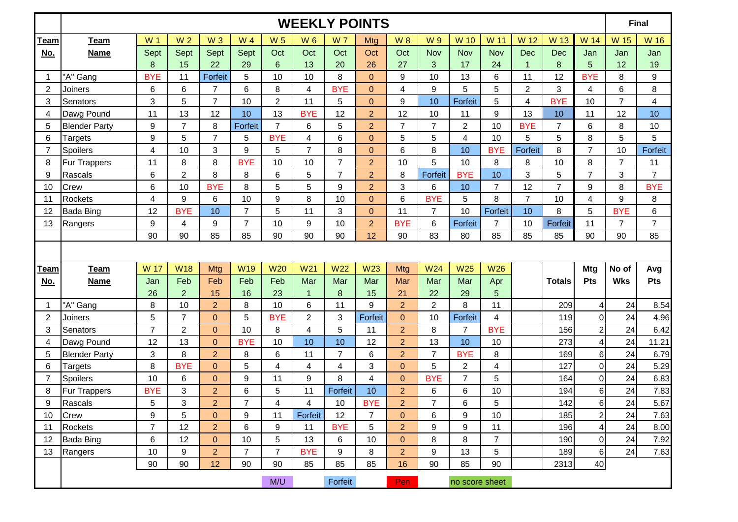# WEEKLY POINTS

| Team No. | Team Name | W 1 Sept 8 | W 2 Sept 15 | W 3 Sept 22 | W 4 Sept 29 | W 5 Oct 6 | W 6 Oct 13 | W 7 Oct 20 | Mtg Oct 26 | W 8 Oct 27 | W 9 Nov 3 | W 10 Nov 17 | W 11 Nov 24 | W 12 Dec 1 | W 13 Dec 8 | W 14 Jan 5 | W 15 Jan 12 | W 16 Jan 19 (Final) |
|---|---|---|---|---|---|---|---|---|---|---|---|---|---|---|---|---|---|---|
| 1 | "A" Gang | BYE | 11 | Forfeit | 5 | 10 | 10 | 8 | 0 | 9 | 10 | 13 | 6 | 11 | 12 | BYE | 8 | 9 |
| 2 | Joiners | 6 | 6 | 7 | 6 | 8 | 4 | BYE | 0 | 4 | 9 | 5 | 5 | 2 | 3 | 4 | 6 | 8 |
| 3 | Senators | 3 | 5 | 7 | 10 | 2 | 11 | 5 | 0 | 9 | 10 | Forfeit | 5 | 4 | BYE | 10 | 7 | 4 |
| 4 | Dawg Pound | 11 | 13 | 12 | 10 | 13 | BYE | 12 | 2 | 12 | 10 | 11 | 9 | 13 | 10 | 11 | 12 | 10 |
| 5 | Blender Party | 9 | 7 | 8 | Forfeit | 7 | 6 | 5 | 2 | 7 | 7 | 2 | 10 | BYE | 7 | 6 | 8 | 10 |
| 6 | Targets | 9 | 5 | 7 | 5 | BYE | 4 | 6 | 0 | 5 | 5 | 4 | 10 | 5 | 5 | 8 | 5 | 5 |
| 7 | Spoilers | 4 | 10 | 3 | 9 | 5 | 7 | 8 | 0 | 6 | 8 | 10 | BYE | Forfeit | 8 | 7 | 10 | Forfeit |
| 8 | Fur Trappers | 11 | 8 | 8 | BYE | 10 | 10 | 7 | 2 | 10 | 5 | 10 | 8 | 8 | 10 | 8 | 7 | 11 |
| 9 | Rascals | 6 | 2 | 8 | 8 | 6 | 5 | 7 | 2 | 8 | Forfeit | BYE | 10 | 3 | 5 | 7 | 3 | 7 |
| 10 | Crew | 6 | 10 | BYE | 8 | 5 | 5 | 9 | 2 | 3 | 6 | 10 | 7 | 12 | 7 | 9 | 8 | BYE |
| 11 | Rockets | 4 | 9 | 6 | 10 | 9 | 8 | 10 | 0 | 6 | BYE | 5 | 8 | 7 | 10 | 4 | 9 | 8 |
| 12 | Bada Bing | 12 | BYE | 10 | 7 | 5 | 11 | 3 | 0 | 11 | 7 | 10 | Forfeit | 10 | 8 | 5 | BYE | 6 |
| 13 | Rangers | 9 | 4 | 9 | 7 | 10 | 9 | 10 | 2 | BYE | 6 | Forfeit | 7 | 10 | Forfeit | 11 | 7 | 7 |
| | | 90 | 90 | 85 | 85 | 90 | 90 | 90 | 12 | 90 | 83 | 80 | 85 | 85 | 85 | 90 | 90 | 85 |

| Team No. | Team Name | W 17 Jan 26 | W18 Feb 2 | Mtg Feb 15 | W19 Feb 16 | W20 Feb 23 | W21 Mar 1 | W22 Mar 8 | W23 Mar 15 | Mtg Mar 21 | W24 Mar 22 | W25 Mar 29 | W26 Apr 5 | Totals | Mtg Pts | No of Wks | Avg Pts |
|---|---|---|---|---|---|---|---|---|---|---|---|---|---|---|---|---|---|
| 1 | "A" Gang | 8 | 10 | 2 | 8 | 10 | 6 | 11 | 9 | 2 | 2 | 8 | 11 | 209 | 4 | 24 | 8.54 |
| 2 | Joiners | 5 | 7 | 0 | 5 | BYE | 2 | 3 | Forfeit | 0 | 10 | Forfeit | 4 | 119 | 0 | 24 | 4.96 |
| 3 | Senators | 7 | 2 | 0 | 10 | 8 | 4 | 5 | 11 | 2 | 8 | 7 | BYE | 156 | 2 | 24 | 6.42 |
| 4 | Dawg Pound | 12 | 13 | 0 | BYE | 10 | 10 | 10 | 12 | 2 | 13 | 10 | 10 | 273 | 4 | 24 | 11.21 |
| 5 | Blender Party | 3 | 8 | 2 | 8 | 6 | 11 | 7 | 6 | 2 | 7 | BYE | 8 | 169 | 6 | 24 | 6.79 |
| 6 | Targets | 8 | BYE | 0 | 5 | 4 | 4 | 4 | 3 | 0 | 5 | 2 | 4 | 127 | 0 | 24 | 5.29 |
| 7 | Spoilers | 10 | 6 | 0 | 9 | 11 | 9 | 8 | 4 | 0 | BYE | 7 | 5 | 164 | 0 | 24 | 6.83 |
| 8 | Fur Trappers | BYE | 3 | 2 | 6 | 5 | 11 | Forfeit | 10 | 2 | 6 | 6 | 10 | 194 | 6 | 24 | 7.83 |
| 9 | Rascals | 5 | 3 | 2 | 7 | 4 | 4 | 10 | BYE | 2 | 7 | 6 | 5 | 142 | 6 | 24 | 5.67 |
| 10 | Crew | 9 | 5 | 0 | 9 | 11 | Forfeit | 12 | 7 | 0 | 6 | 9 | 10 | 185 | 2 | 24 | 7.63 |
| 11 | Rockets | 7 | 12 | 2 | 6 | 9 | 11 | BYE | 5 | 2 | 9 | 9 | 11 | 196 | 4 | 24 | 8.00 |
| 12 | Bada Bing | 6 | 12 | 0 | 10 | 5 | 13 | 6 | 10 | 0 | 8 | 8 | 7 | 190 | 0 | 24 | 7.92 |
| 13 | Rangers | 10 | 9 | 2 | 7 | 7 | BYE | 9 | 8 | 2 | 9 | 13 | 5 | 189 | 6 | 24 | 7.63 |
| | | 90 | 90 | 12 | 90 | 90 | 85 | 85 | 85 | 16 | 90 | 85 | 90 | 2313 | 40 | | |

M/U | Forfeit | Pen | no score sheet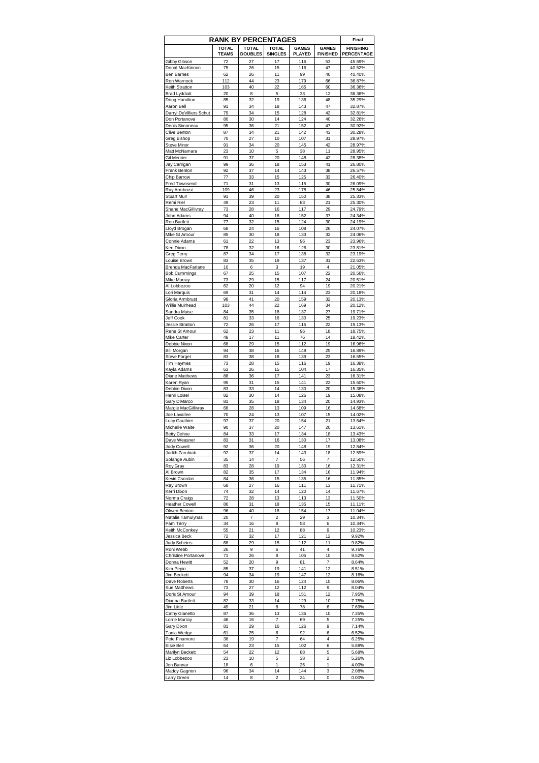| RANK BY PERCENTAGES | | | | | | Final |
|---|---|---|---|---|---|---|
| | TOTAL TEAMS | TOTAL DOUBLES | TOTAL SINGLES | GAMES PLAYED | GAMES FINISHED | FINISHING PERCENTAGE |
| Gibby Gibson | 72 | 27 | 17 | 116 | 53 | 45.69% |
| Donal MacKinnon | 75 | 26 | 15 | 116 | 47 | 40.52% |
| Ben Barnes | 62 | 26 | 11 | 99 | 40 | 40.40% |
| Ron Warnock | 112 | 44 | 23 | 179 | 66 | 36.87% |
| Keith Stratton | 103 | 40 | 22 | 165 | 60 | 36.36% |
| Brad Lyddiatt | 20 | 8 | 5 | 33 | 12 | 36.36% |
| Doug Hamilton | 85 | 32 | 19 | 136 | 48 | 35.29% |
| Aaron Bell | 91 | 34 | 18 | 143 | 47 | 32.87% |
| Darryl DeVilliers Schut | 79 | 34 | 15 | 128 | 42 | 32.81% |
| Don Portanova | 80 | 30 | 14 | 124 | 40 | 32.26% |
| Denis Simoneau | 95 | 36 | 21 | 152 | 47 | 30.92% |
| Clive Benton | 87 | 34 | 21 | 142 | 43 | 30.28% |
| Greg Bishop | 70 | 27 | 10 | 107 | 31 | 28.97% |
| Steve Minor | 91 | 34 | 20 | 145 | 42 | 28.97% |
| Matt McNamara | 23 | 10 | 5 | 38 | 11 | 28.95% |
| Gil Mercier | 91 | 37 | 20 | 148 | 42 | 28.38% |
| Jay Carrigan | 99 | 36 | 18 | 153 | 41 | 26.80% |
| Frank Benton | 92 | 37 | 14 | 143 | 38 | 26.57% |
| Chip Barrow | 77 | 33 | 15 | 125 | 33 | 26.40% |
| Fred Townsend | 71 | 31 | 13 | 115 | 30 | 26.09% |
| Ray Armbrust | 109 | 46 | 23 | 178 | 46 | 25.84% |
| Stuart Muir | 91 | 39 | 20 | 150 | 38 | 25.33% |
| Remi Riel | 49 | 23 | 11 | 83 | 21 | 25.30% |
| Shane MacGillivray | 73 | 28 | 16 | 117 | 29 | 24.79% |
| John Adams | 94 | 40 | 18 | 152 | 37 | 24.34% |
| Ron Bartlett | 77 | 32 | 15 | 124 | 30 | 24.19% |
| Lloyd Brogan | 68 | 24 | 16 | 108 | 26 | 24.07% |
| Mike St Amour | 85 | 30 | 18 | 133 | 32 | 24.06% |
| Connie Adams | 61 | 22 | 13 | 96 | 23 | 23.96% |
| Ken Dixon | 78 | 32 | 16 | 126 | 30 | 23.81% |
| Greg Terry | 87 | 34 | 17 | 138 | 32 | 23.19% |
| Louise Brown | 83 | 35 | 19 | 137 | 31 | 22.63% |
| Brenda MacFarlane | 10 | 6 | 3 | 19 | 4 | 21.05% |
| Bob Cummings | 67 | 25 | 15 | 107 | 22 | 20.56% |
| Mike Murray | 73 | 29 | 15 | 117 | 24 | 20.51% |
| Al Lobbezoo | 62 | 20 | 12 | 94 | 19 | 20.21% |
| Lori Marquis | 69 | 31 | 14 | 114 | 23 | 20.18% |
| Gloria Armbrust | 98 | 41 | 20 | 159 | 32 | 20.13% |
| Willie Muirhead | 103 | 44 | 22 | 169 | 34 | 20.12% |
| Sandra Muise | 84 | 35 | 18 | 137 | 27 | 19.71% |
| Jeff Cook | 81 | 33 | 16 | 130 | 25 | 19.23% |
| Jessie Stratton | 72 | 26 | 17 | 115 | 22 | 19.13% |
| Rene St Amour | 62 | 23 | 11 | 96 | 18 | 18.75% |
| Mike Carter | 48 | 17 | 11 | 76 | 14 | 18.42% |
| Debbie Nixon | 68 | 29 | 15 | 112 | 19 | 16.96% |
| Bill Morgan | 94 | 38 | 16 | 148 | 25 | 16.89% |
| Steve Forget | 83 | 38 | 18 | 139 | 23 | 16.55% |
| Tim Haymes | 73 | 28 | 15 | 116 | 19 | 16.38% |
| Kayla Adams | 63 | 26 | 15 | 104 | 17 | 16.35% |
| Diane Matthews | 88 | 36 | 17 | 141 | 23 | 16.31% |
| Karen Ryan | 95 | 31 | 15 | 141 | 22 | 15.60% |
| Debbie Dixon | 83 | 33 | 14 | 130 | 20 | 15.38% |
| Henri Loisel | 82 | 30 | 14 | 126 | 19 | 15.08% |
| Gary DiMarco | 81 | 35 | 18 | 134 | 20 | 14.93% |
| Margie MacGillivray | 68 | 28 | 13 | 109 | 16 | 14.68% |
| Joe Lavallee | 70 | 24 | 13 | 107 | 15 | 14.02% |
| Lucy Gauthier | 97 | 37 | 20 | 154 | 21 | 13.64% |
| Michelle Waite | 90 | 37 | 20 | 147 | 20 | 13.61% |
| Betty Cohoe | 84 | 33 | 17 | 134 | 18 | 13.43% |
| Dave Weasner | 83 | 31 | 16 | 130 | 17 | 13.08% |
| Jody Cowell | 92 | 36 | 20 | 148 | 19 | 12.84% |
| Judith Zarubiak | 92 | 37 | 14 | 143 | 18 | 12.59% |
| Solange Aubin | 35 | 14 | 7 | 56 | 7 | 12.50% |
| Roy Gray | 83 | 28 | 19 | 130 | 16 | 12.31% |
| Al Brown | 82 | 35 | 17 | 134 | 16 | 11.94% |
| Kevin Csordas | 84 | 36 | 15 | 135 | 16 | 11.85% |
| Ray Brown | 68 | 27 | 16 | 111 | 13 | 11.71% |
| Kerri Dixon | 74 | 32 | 14 | 120 | 14 | 11.67% |
| Norma Craigs | 72 | 28 | 13 | 113 | 13 | 11.50% |
| Heather Cowell | 86 | 31 | 18 | 135 | 15 | 11.11% |
| Olwen Benton | 96 | 40 | 18 | 154 | 17 | 11.04% |
| Natalie Tamulynas | 20 | 7 | 2 | 29 | 3 | 10.34% |
| Pam Terry | 34 | 16 | 8 | 58 | 6 | 10.34% |
| Keith McConkey | 55 | 21 | 12 | 88 | 9 | 10.23% |
| Jessica Beck | 72 | 32 | 17 | 121 | 12 | 9.92% |
| Judy Scheirrs | 68 | 29 | 15 | 112 | 11 | 9.82% |
| Roni Webb | 26 | 9 | 6 | 41 | 4 | 9.76% |
| Christine Portanova | 71 | 26 | 8 | 105 | 10 | 9.52% |
| Donna Hewitt | 52 | 20 | 9 | 81 | 7 | 8.64% |
| Kim Pepin | 85 | 37 | 19 | 141 | 12 | 8.51% |
| Jim Beckett | 94 | 34 | 19 | 147 | 12 | 8.16% |
| Dave Roberts | 78 | 30 | 16 | 124 | 10 | 8.06% |
| Sue Matthews | 73 | 27 | 12 | 112 | 9 | 8.04% |
| Doris St Amour | 94 | 39 | 18 | 151 | 12 | 7.95% |
| Dianna Bartlett | 82 | 33 | 14 | 129 | 10 | 7.75% |
| Jim Little | 49 | 21 | 8 | 78 | 6 | 7.69% |
| Cathy Gianetto | 87 | 36 | 13 | 136 | 10 | 7.35% |
| Lorrie Murray | 46 | 16 | 7 | 69 | 5 | 7.25% |
| Gary Dixon | 81 | 29 | 16 | 126 | 9 | 7.14% |
| Tania Wedge | 61 | 25 | 6 | 92 | 6 | 6.52% |
| Pete Finamore | 38 | 19 | 7 | 64 | 4 | 6.25% |
| Elsie Bell | 64 | 23 | 15 | 102 | 6 | 5.88% |
| Marilyn Beckett | 54 | 22 | 12 | 88 | 5 | 5.68% |
| Liz Lobbezoo | 23 | 10 | 5 | 38 | 2 | 5.26% |
| Jen Bannar | 18 | 6 | 1 | 25 | 1 | 4.00% |
| Maddy Gagnon | 96 | 34 | 14 | 144 | 3 | 2.08% |
| Larry Green | 14 | 8 | 2 | 24 | 0 | 0.00% |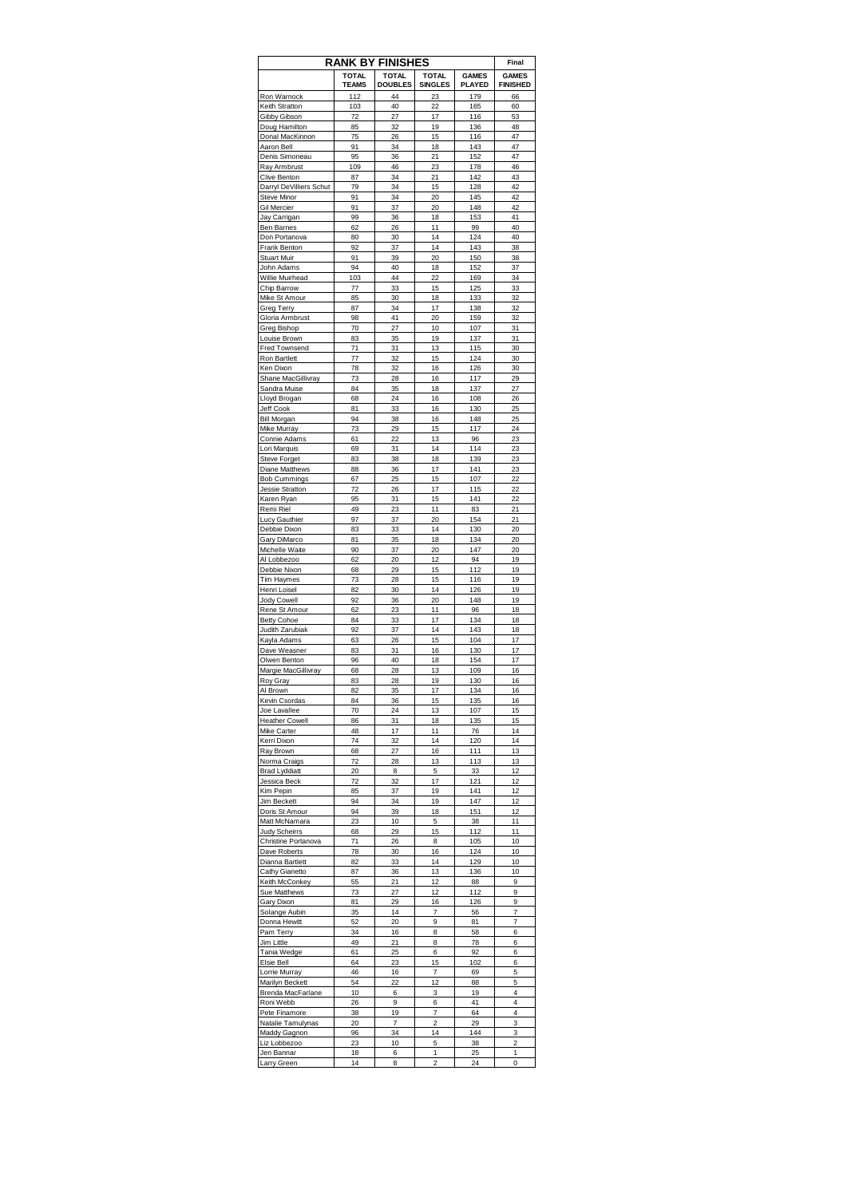| RANK BY FINISHES | | | | | Final |
|---|---|---|---|---|---|
| | TOTAL TEAMS | TOTAL DOUBLES | TOTAL SINGLES | GAMES PLAYED | GAMES FINISHED |
| Ron Warnock | 112 | 44 | 23 | 179 | 66 |
| Keith Stratton | 103 | 40 | 22 | 165 | 60 |
| Gibby Gibson | 72 | 27 | 17 | 116 | 53 |
| Doug Hamilton | 85 | 32 | 19 | 136 | 48 |
| Donal MacKinnon | 75 | 26 | 15 | 116 | 47 |
| Aaron Bell | 91 | 34 | 18 | 143 | 47 |
| Denis Simoneau | 95 | 36 | 21 | 152 | 47 |
| Ray Armbrust | 109 | 46 | 23 | 178 | 46 |
| Clive Benton | 87 | 34 | 21 | 142 | 43 |
| Darryl DeVilliers Schut | 79 | 34 | 15 | 128 | 42 |
| Steve Minor | 91 | 34 | 20 | 145 | 42 |
| Gil Mercier | 91 | 37 | 20 | 148 | 42 |
| Jay Carrigan | 99 | 36 | 18 | 153 | 41 |
| Ben Barnes | 62 | 26 | 11 | 99 | 40 |
| Don Portanova | 80 | 30 | 14 | 124 | 40 |
| Frank Benton | 92 | 37 | 14 | 143 | 38 |
| Stuart Muir | 91 | 39 | 20 | 150 | 38 |
| John Adams | 94 | 40 | 18 | 152 | 37 |
| Willie Muirhead | 103 | 44 | 22 | 169 | 34 |
| Chip Barrow | 77 | 33 | 15 | 125 | 33 |
| Mike St Amour | 85 | 30 | 18 | 133 | 32 |
| Greg Terry | 87 | 34 | 17 | 138 | 32 |
| Gloria Armbrust | 98 | 41 | 20 | 159 | 32 |
| Greg Bishop | 70 | 27 | 10 | 107 | 31 |
| Louise Brown | 83 | 35 | 19 | 137 | 31 |
| Fred Townsend | 71 | 31 | 13 | 115 | 30 |
| Ron Bartlett | 77 | 32 | 15 | 124 | 30 |
| Ken Dixon | 78 | 32 | 16 | 126 | 30 |
| Shane MacGillivray | 73 | 28 | 16 | 117 | 29 |
| Sandra Muise | 84 | 35 | 18 | 137 | 27 |
| Lloyd Brogan | 68 | 24 | 16 | 108 | 26 |
| Jeff Cook | 81 | 33 | 16 | 130 | 25 |
| Bill Morgan | 94 | 38 | 16 | 148 | 25 |
| Mike Murray | 73 | 29 | 15 | 117 | 24 |
| Connie Adams | 61 | 22 | 13 | 96 | 23 |
| Lori Marquis | 69 | 31 | 14 | 114 | 23 |
| Steve Forget | 83 | 38 | 18 | 139 | 23 |
| Diane Matthews | 88 | 36 | 17 | 141 | 23 |
| Bob Cummings | 67 | 25 | 15 | 107 | 22 |
| Jessie Stratton | 72 | 26 | 17 | 115 | 22 |
| Karen Ryan | 95 | 31 | 15 | 141 | 22 |
| Remi Riel | 49 | 23 | 11 | 83 | 21 |
| Lucy Gauthier | 97 | 37 | 20 | 154 | 21 |
| Debbie Dixon | 83 | 33 | 14 | 130 | 20 |
| Gary DiMarco | 81 | 35 | 18 | 134 | 20 |
| Michelle Waite | 90 | 37 | 20 | 147 | 20 |
| Al Lobbezoo | 62 | 20 | 12 | 94 | 19 |
| Debbie Nixon | 68 | 29 | 15 | 112 | 19 |
| Tim Haymes | 73 | 28 | 15 | 116 | 19 |
| Henri Loisel | 82 | 30 | 14 | 126 | 19 |
| Jody Cowell | 92 | 36 | 20 | 148 | 19 |
| Rene St Amour | 62 | 23 | 11 | 96 | 18 |
| Betty Cohoe | 84 | 33 | 17 | 134 | 18 |
| Judith Zarubiak | 92 | 37 | 14 | 143 | 18 |
| Kayla Adams | 63 | 26 | 15 | 104 | 17 |
| Dave Weasner | 83 | 31 | 16 | 130 | 17 |
| Olwen Benton | 96 | 40 | 18 | 154 | 17 |
| Margie MacGillivray | 68 | 28 | 13 | 109 | 16 |
| Roy Gray | 83 | 28 | 19 | 130 | 16 |
| Al Brown | 82 | 35 | 17 | 134 | 16 |
| Kevin Csordas | 84 | 36 | 15 | 135 | 16 |
| Joe Lavallee | 70 | 24 | 13 | 107 | 15 |
| Heather Cowell | 86 | 31 | 18 | 135 | 15 |
| Mike Carter | 48 | 17 | 11 | 76 | 14 |
| Kerri Dixon | 74 | 32 | 14 | 120 | 14 |
| Ray Brown | 68 | 27 | 16 | 111 | 13 |
| Norma Craigs | 72 | 28 | 13 | 113 | 13 |
| Brad Lyddiatt | 20 | 8 | 5 | 33 | 12 |
| Jessica Beck | 72 | 32 | 17 | 121 | 12 |
| Kim Pepin | 85 | 37 | 19 | 141 | 12 |
| Jim Beckett | 94 | 34 | 19 | 147 | 12 |
| Doris St Amour | 94 | 39 | 18 | 151 | 12 |
| Matt McNamara | 23 | 10 | 5 | 38 | 11 |
| Judy Scheirrs | 68 | 29 | 15 | 112 | 11 |
| Christine Portanova | 71 | 26 | 8 | 105 | 10 |
| Dave Roberts | 78 | 30 | 16 | 124 | 10 |
| Dianna Bartlett | 82 | 33 | 14 | 129 | 10 |
| Cathy Gianetto | 87 | 36 | 13 | 136 | 10 |
| Keith McConkey | 55 | 21 | 12 | 88 | 9 |
| Sue Matthews | 73 | 27 | 12 | 112 | 9 |
| Gary Dixon | 81 | 29 | 16 | 126 | 9 |
| Solange Aubin | 35 | 14 | 7 | 56 | 7 |
| Donna Hewitt | 52 | 20 | 9 | 81 | 7 |
| Pam Terry | 34 | 16 | 8 | 58 | 6 |
| Jim Little | 49 | 21 | 8 | 78 | 6 |
| Tania Wedge | 61 | 25 | 6 | 92 | 6 |
| Elsie Bell | 64 | 23 | 15 | 102 | 6 |
| Lorrie Murray | 46 | 16 | 7 | 69 | 5 |
| Marilyn Beckett | 54 | 22 | 12 | 88 | 5 |
| Brenda MacFarlane | 10 | 6 | 3 | 19 | 4 |
| Roni Webb | 26 | 9 | 6 | 41 | 4 |
| Pete Finamore | 38 | 19 | 7 | 64 | 4 |
| Natalie Tamulynas | 20 | 7 | 2 | 29 | 3 |
| Maddy Gagnon | 96 | 34 | 14 | 144 | 3 |
| Liz Lobbezoo | 23 | 10 | 5 | 38 | 2 |
| Jen Bannar | 18 | 6 | 1 | 25 | 1 |
| Larry Green | 14 | 8 | 2 | 24 | 0 |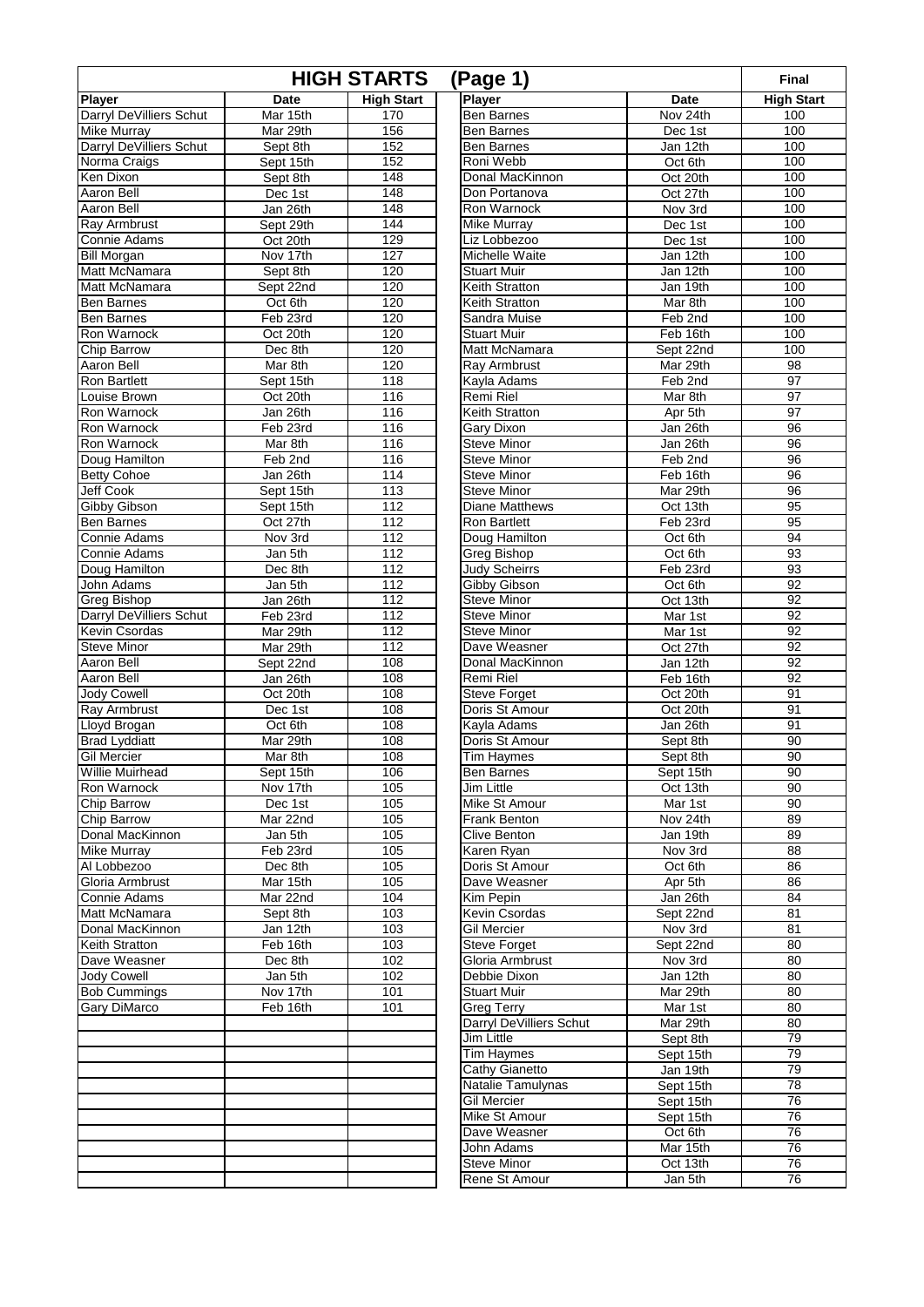# HIGH STARTS (Page 1)

**Final**

| Player | Date | High Start | Player | Date | High Start |
|---|---|---|---|---|---|
| Darryl DeVilliers Schut | Mar 15th | 170 | Ben Barnes | Nov 24th | 100 |
| Mike Murray | Mar 29th | 156 | Ben Barnes | Dec 1st | 100 |
| Darryl DeVilliers Schut | Sept 8th | 152 | Ben Barnes | Jan 12th | 100 |
| Norma Craigs | Sept 15th | 152 | Roni Webb | Oct 6th | 100 |
| Ken Dixon | Sept 8th | 148 | Donal MacKinnon | Oct 20th | 100 |
| Aaron Bell | Dec 1st | 148 | Don Portanova | Oct 27th | 100 |
| Aaron Bell | Jan 26th | 148 | Ron Warnock | Nov 3rd | 100 |
| Ray Armbrust | Sept 29th | 144 | Mike Murray | Dec 1st | 100 |
| Connie Adams | Oct 20th | 129 | Liz Lobbezoo | Dec 1st | 100 |
| Bill Morgan | Nov 17th | 127 | Michelle Waite | Jan 12th | 100 |
| Matt McNamara | Sept 8th | 120 | Stuart Muir | Jan 12th | 100 |
| Matt McNamara | Sept 22nd | 120 | Keith Stratton | Jan 19th | 100 |
| Ben Barnes | Oct 6th | 120 | Keith Stratton | Mar 8th | 100 |
| Ben Barnes | Feb 23rd | 120 | Sandra Muise | Feb 2nd | 100 |
| Ron Warnock | Oct 20th | 120 | Stuart Muir | Feb 16th | 100 |
| Chip Barrow | Dec 8th | 120 | Matt McNamara | Sept 22nd | 100 |
| Aaron Bell | Mar 8th | 120 | Ray Armbrust | Mar 29th | 98 |
| Ron Bartlett | Sept 15th | 118 | Kayla Adams | Feb 2nd | 97 |
| Louise Brown | Oct 20th | 116 | Remi Riel | Mar 8th | 97 |
| Ron Warnock | Jan 26th | 116 | Keith Stratton | Apr 5th | 97 |
| Ron Warnock | Feb 23rd | 116 | Gary Dixon | Jan 26th | 96 |
| Ron Warnock | Mar 8th | 116 | Steve Minor | Jan 26th | 96 |
| Doug Hamilton | Feb 2nd | 116 | Steve Minor | Feb 2nd | 96 |
| Betty Cohoe | Jan 26th | 114 | Steve Minor | Feb 16th | 96 |
| Jeff Cook | Sept 15th | 113 | Steve Minor | Mar 29th | 96 |
| Gibby Gibson | Sept 15th | 112 | Diane Matthews | Oct 13th | 95 |
| Ben Barnes | Oct 27th | 112 | Ron Bartlett | Feb 23rd | 95 |
| Connie Adams | Nov 3rd | 112 | Doug Hamilton | Oct 6th | 94 |
| Connie Adams | Jan 5th | 112 | Greg Bishop | Oct 6th | 93 |
| Doug Hamilton | Dec 8th | 112 | Judy Scheirrs | Feb 23rd | 93 |
| John Adams | Jan 5th | 112 | Gibby Gibson | Oct 6th | 92 |
| Greg Bishop | Jan 26th | 112 | Steve Minor | Oct 13th | 92 |
| Darryl DeVilliers Schut | Feb 23rd | 112 | Steve Minor | Mar 1st | 92 |
| Kevin Csordas | Mar 29th | 112 | Steve Minor | Mar 1st | 92 |
| Steve Minor | Mar 29th | 112 | Dave Weasner | Oct 27th | 92 |
| Aaron Bell | Sept 22nd | 108 | Donal MacKinnon | Jan 12th | 92 |
| Aaron Bell | Jan 26th | 108 | Remi Riel | Feb 16th | 92 |
| Jody Cowell | Oct 20th | 108 | Steve Forget | Oct 20th | 91 |
| Ray Armbrust | Dec 1st | 108 | Doris St Amour | Oct 20th | 91 |
| Lloyd Brogan | Oct 6th | 108 | Kayla Adams | Jan 26th | 91 |
| Brad Lyddiatt | Mar 29th | 108 | Doris St Amour | Sept 8th | 90 |
| Gil Mercier | Mar 8th | 108 | Tim Haymes | Sept 8th | 90 |
| Willie Muirhead | Sept 15th | 106 | Ben Barnes | Sept 15th | 90 |
| Ron Warnock | Nov 17th | 105 | Jim Little | Oct 13th | 90 |
| Chip Barrow | Dec 1st | 105 | Mike St Amour | Mar 1st | 90 |
| Chip Barrow | Mar 22nd | 105 | Frank Benton | Nov 24th | 89 |
| Donal MacKinnon | Jan 5th | 105 | Clive Benton | Jan 19th | 89 |
| Mike Murray | Feb 23rd | 105 | Karen Ryan | Nov 3rd | 88 |
| Al Lobbezoo | Dec 8th | 105 | Doris St Amour | Oct 6th | 86 |
| Gloria Armbrust | Mar 15th | 105 | Dave Weasner | Apr 5th | 86 |
| Connie Adams | Mar 22nd | 104 | Kim Pepin | Jan 26th | 84 |
| Matt McNamara | Sept 8th | 103 | Kevin Csordas | Sept 22nd | 81 |
| Donal MacKinnon | Jan 12th | 103 | Gil Mercier | Nov 3rd | 81 |
| Keith Stratton | Feb 16th | 103 | Steve Forget | Sept 22nd | 80 |
| Dave Weasner | Dec 8th | 102 | Gloria Armbrust | Nov 3rd | 80 |
| Jody Cowell | Jan 5th | 102 | Debbie Dixon | Jan 12th | 80 |
| Bob Cummings | Nov 17th | 101 | Stuart Muir | Mar 29th | 80 |
| Gary DiMarco | Feb 16th | 101 | Greg Terry | Mar 1st | 80 |
| | | | Darryl DeVilliers Schut | Mar 29th | 80 |
| | | | Jim Little | Sept 8th | 79 |
| | | | Tim Haymes | Sept 15th | 79 |
| | | | Cathy Gianetto | Jan 19th | 79 |
| | | | Natalie Tamulynas | Sept 15th | 78 |
| | | | Gil Mercier | Sept 15th | 76 |
| | | | Mike St Amour | Sept 15th | 76 |
| | | | Dave Weasner | Oct 6th | 76 |
| | | | John Adams | Mar 15th | 76 |
| | | | Steve Minor | Oct 13th | 76 |
| | | | Rene St Amour | Jan 5th | 76 |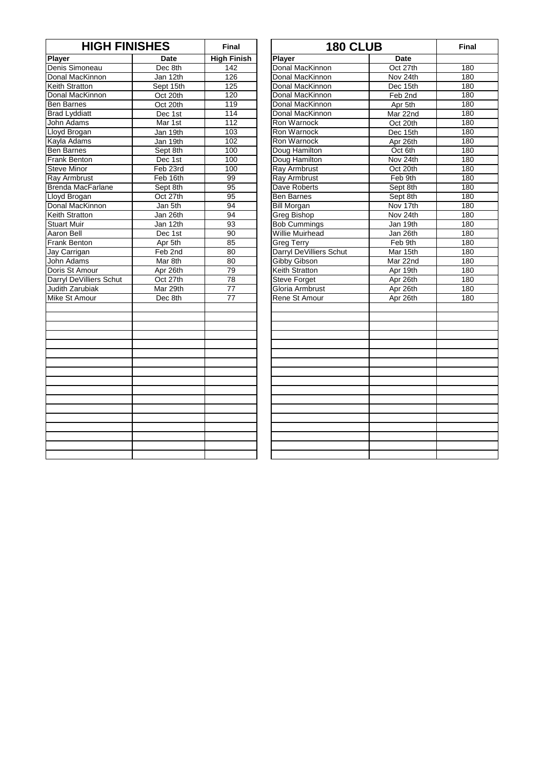## HIGH FINISHES

| Player | Date | Final High Finish |
|---|---|---|
| Denis Simoneau | Dec 8th | 142 |
| Donal MacKinnon | Jan 12th | 126 |
| Keith Stratton | Sept 15th | 125 |
| Donal MacKinnon | Oct 20th | 120 |
| Ben Barnes | Oct 20th | 119 |
| Brad Lyddiatt | Dec 1st | 114 |
| John Adams | Mar 1st | 112 |
| Lloyd Brogan | Jan 19th | 103 |
| Kayla Adams | Jan 19th | 102 |
| Ben Barnes | Sept 8th | 100 |
| Frank Benton | Dec 1st | 100 |
| Steve Minor | Feb 23rd | 100 |
| Ray Armbrust | Feb 16th | 99 |
| Brenda MacFarlane | Sept 8th | 95 |
| Lloyd Brogan | Oct 27th | 95 |
| Donal MacKinnon | Jan 5th | 94 |
| Keith Stratton | Jan 26th | 94 |
| Stuart Muir | Jan 12th | 93 |
| Aaron Bell | Dec 1st | 90 |
| Frank Benton | Apr 5th | 85 |
| Jay Carrigan | Feb 2nd | 80 |
| John Adams | Mar 8th | 80 |
| Doris St Amour | Apr 26th | 79 |
| Darryl DeVilliers Schut | Oct 27th | 78 |
| Judith Zarubiak | Mar 29th | 77 |
| Mike St Amour | Dec 8th | 77 |

## 180 CLUB

| Player | Date | Final |
|---|---|---|
| Donal MacKinnon | Oct 27th | 180 |
| Donal MacKinnon | Nov 24th | 180 |
| Donal MacKinnon | Dec 15th | 180 |
| Donal MacKinnon | Feb 2nd | 180 |
| Donal MacKinnon | Apr 5th | 180 |
| Donal MacKinnon | Mar 22nd | 180 |
| Ron Warnock | Oct 20th | 180 |
| Ron Warnock | Dec 15th | 180 |
| Ron Warnock | Apr 26th | 180 |
| Doug Hamilton | Oct 6th | 180 |
| Doug Hamilton | Nov 24th | 180 |
| Ray Armbrust | Oct 20th | 180 |
| Ray Armbrust | Feb 9th | 180 |
| Dave Roberts | Sept 8th | 180 |
| Ben Barnes | Sept 8th | 180 |
| Bill Morgan | Nov 17th | 180 |
| Greg Bishop | Nov 24th | 180 |
| Bob Cummings | Jan 19th | 180 |
| Willie Muirhead | Jan 26th | 180 |
| Greg Terry | Feb 9th | 180 |
| Darryl DeVilliers Schut | Mar 15th | 180 |
| Gibby Gibson | Mar 22nd | 180 |
| Keith Stratton | Apr 19th | 180 |
| Steve Forget | Apr 26th | 180 |
| Gloria Armbrust | Apr 26th | 180 |
| Rene St Amour | Apr 26th | 180 |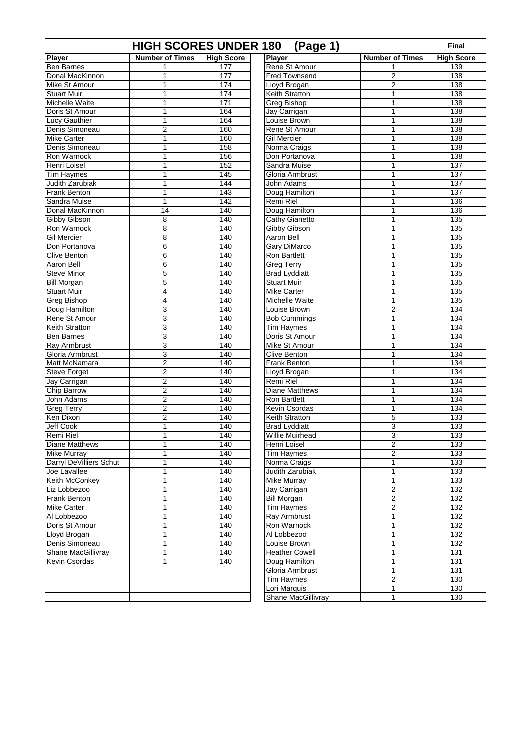# HIGH SCORES UNDER 180 (Page 1)

**Final**

| Player | Number of Times | High Score | Player | Number of Times | High Score |
|---|---|---|---|---|---|
| Ben Barnes | 1 | 177 | Rene St Amour | 1 | 139 |
| Donal MacKinnon | 1 | 177 | Fred Townsend | 2 | 138 |
| Mike St Amour | 1 | 174 | Lloyd Brogan | 2 | 138 |
| Stuart Muir | 1 | 174 | Keith Stratton | 1 | 138 |
| Michelle Waite | 1 | 171 | Greg Bishop | 1 | 138 |
| Doris St Amour | 1 | 164 | Jay Carrigan | 1 | 138 |
| Lucy Gauthier | 1 | 164 | Louise Brown | 1 | 138 |
| Denis Simoneau | 2 | 160 | Rene St Amour | 1 | 138 |
| Mike Carter | 1 | 160 | Gil Mercier | 1 | 138 |
| Denis Simoneau | 1 | 158 | Norma Craigs | 1 | 138 |
| Ron Warnock | 1 | 156 | Don Portanova | 1 | 138 |
| Henri Loisel | 1 | 152 | Sandra Muise | 1 | 137 |
| Tim Haymes | 1 | 145 | Gloria Armbrust | 1 | 137 |
| Judith Zarubiak | 1 | 144 | John Adams | 1 | 137 |
| Frank Benton | 1 | 143 | Doug Hamilton | 1 | 137 |
| Sandra Muise | 1 | 142 | Remi Riel | 1 | 136 |
| Donal MacKinnon | 14 | 140 | Doug Hamilton | 1 | 136 |
| Gibby Gibson | 8 | 140 | Cathy Gianetto | 1 | 135 |
| Ron Warnock | 8 | 140 | Gibby Gibson | 1 | 135 |
| Gil Mercier | 8 | 140 | Aaron Bell | 1 | 135 |
| Don Portanova | 6 | 140 | Gary DiMarco | 1 | 135 |
| Clive Benton | 6 | 140 | Ron Bartlett | 1 | 135 |
| Aaron Bell | 6 | 140 | Greg Terry | 1 | 135 |
| Steve Minor | 5 | 140 | Brad Lyddiatt | 1 | 135 |
| Bill Morgan | 5 | 140 | Stuart Muir | 1 | 135 |
| Stuart Muir | 4 | 140 | Mike Carter | 1 | 135 |
| Greg Bishop | 4 | 140 | Michelle Waite | 1 | 135 |
| Doug Hamilton | 3 | 140 | Louise Brown | 2 | 134 |
| Rene St Amour | 3 | 140 | Bob Cummings | 1 | 134 |
| Keith Stratton | 3 | 140 | Tim Haymes | 1 | 134 |
| Ben Barnes | 3 | 140 | Doris St Amour | 1 | 134 |
| Ray Armbrust | 3 | 140 | Mike St Amour | 1 | 134 |
| Gloria Armbrust | 3 | 140 | Clive Benton | 1 | 134 |
| Matt McNamara | 2 | 140 | Frank Benton | 1 | 134 |
| Steve Forget | 2 | 140 | Lloyd Brogan | 1 | 134 |
| Jay Carrigan | 2 | 140 | Remi Riel | 1 | 134 |
| Chip Barrow | 2 | 140 | Diane Matthews | 1 | 134 |
| John Adams | 2 | 140 | Ron Bartlett | 1 | 134 |
| Greg Terry | 2 | 140 | Kevin Csordas | 1 | 134 |
| Ken Dixon | 2 | 140 | Keith Stratton | 5 | 133 |
| Jeff Cook | 1 | 140 | Brad Lyddiatt | 3 | 133 |
| Remi Riel | 1 | 140 | Willie Muirhead | 3 | 133 |
| Diane Matthews | 1 | 140 | Henri Loisel | 2 | 133 |
| Mike Murray | 1 | 140 | Tim Haymes | 2 | 133 |
| Darryl DeVilliers Schut | 1 | 140 | Norma Craigs | 1 | 133 |
| Joe Lavallee | 1 | 140 | Judith Zarubiak | 1 | 133 |
| Keith McConkey | 1 | 140 | Mike Murray | 1 | 133 |
| Liz Lobbezoo | 1 | 140 | Jay Carrigan | 2 | 132 |
| Frank Benton | 1 | 140 | Bill Morgan | 2 | 132 |
| Mike Carter | 1 | 140 | Tim Haymes | 2 | 132 |
| Al Lobbezoo | 1 | 140 | Ray Armbrust | 1 | 132 |
| Doris St Amour | 1 | 140 | Ron Warnock | 1 | 132 |
| Lloyd Brogan | 1 | 140 | Al Lobbezoo | 1 | 132 |
| Denis Simoneau | 1 | 140 | Louise Brown | 1 | 132 |
| Shane MacGillivray | 1 | 140 | Heather Cowell | 1 | 131 |
| Kevin Csordas | 1 | 140 | Doug Hamilton | 1 | 131 |
| | | | Gloria Armbrust | 1 | 131 |
| | | | Tim Haymes | 2 | 130 |
| | | | Lori Marquis | 1 | 130 |
| | | | Shane MacGillivray | 1 | 130 |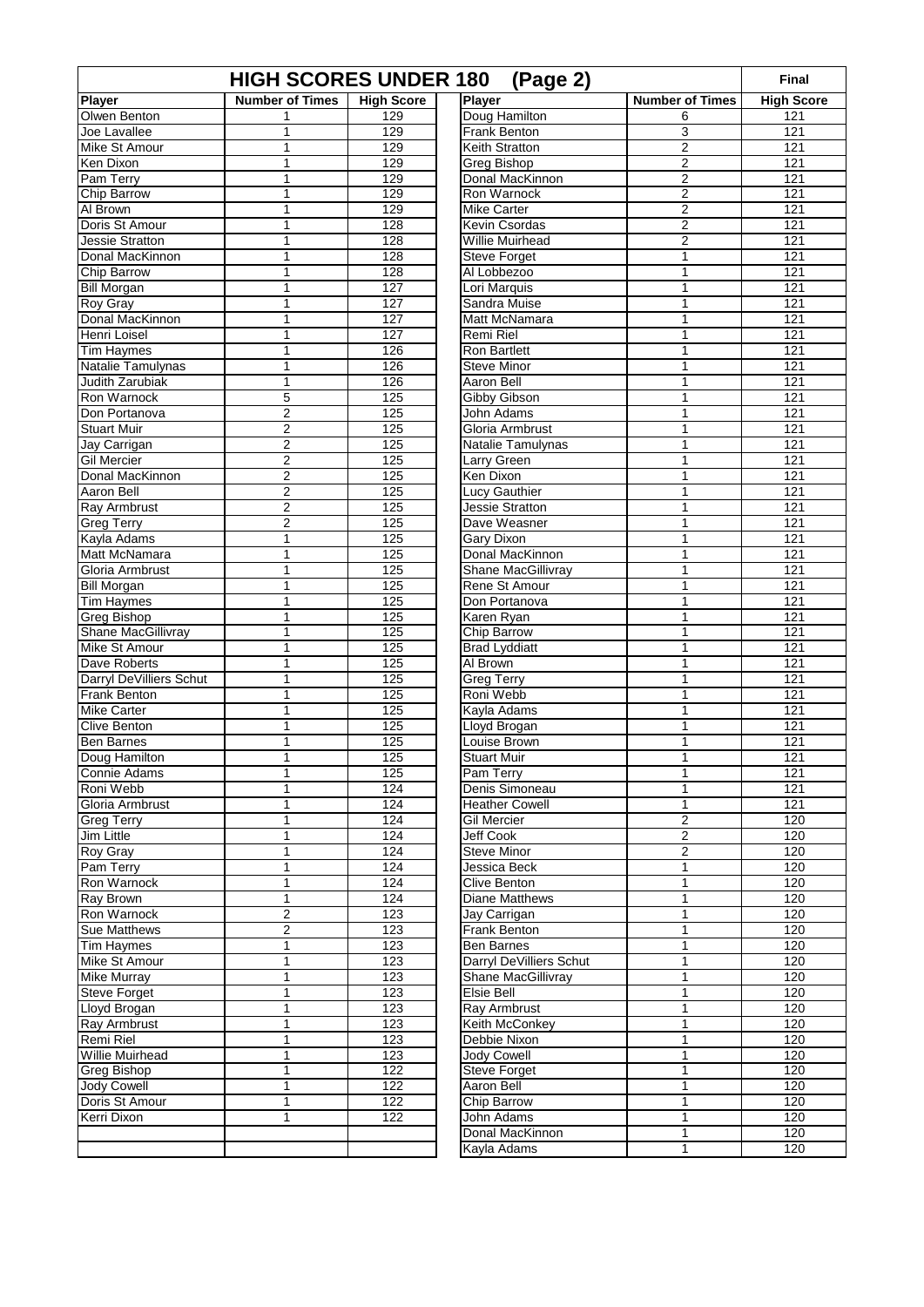# HIGH SCORES UNDER 180 (Page 2)

**Final**

| Player | Number of Times | High Score | Player | Number of Times | High Score |
|---|---|---|---|---|---|
| Olwen Benton | 1 | 129 | Doug Hamilton | 6 | 121 |
| Joe Lavallee | 1 | 129 | Frank Benton | 3 | 121 |
| Mike St Amour | 1 | 129 | Keith Stratton | 2 | 121 |
| Ken Dixon | 1 | 129 | Greg Bishop | 2 | 121 |
| Pam Terry | 1 | 129 | Donal MacKinnon | 2 | 121 |
| Chip Barrow | 1 | 129 | Ron Warnock | 2 | 121 |
| Al Brown | 1 | 129 | Mike Carter | 2 | 121 |
| Doris St Amour | 1 | 128 | Kevin Csordas | 2 | 121 |
| Jessie Stratton | 1 | 128 | Willie Muirhead | 2 | 121 |
| Donal MacKinnon | 1 | 128 | Steve Forget | 1 | 121 |
| Chip Barrow | 1 | 128 | Al Lobbezoo | 1 | 121 |
| Bill Morgan | 1 | 127 | Lori Marquis | 1 | 121 |
| Roy Gray | 1 | 127 | Sandra Muise | 1 | 121 |
| Donal MacKinnon | 1 | 127 | Matt McNamara | 1 | 121 |
| Henri Loisel | 1 | 127 | Remi Riel | 1 | 121 |
| Tim Haymes | 1 | 126 | Ron Bartlett | 1 | 121 |
| Natalie Tamulynas | 1 | 126 | Steve Minor | 1 | 121 |
| Judith Zarubiak | 1 | 126 | Aaron Bell | 1 | 121 |
| Ron Warnock | 5 | 125 | Gibby Gibson | 1 | 121 |
| Don Portanova | 2 | 125 | John Adams | 1 | 121 |
| Stuart Muir | 2 | 125 | Gloria Armbrust | 1 | 121 |
| Jay Carrigan | 2 | 125 | Natalie Tamulynas | 1 | 121 |
| Gil Mercier | 2 | 125 | Larry Green | 1 | 121 |
| Donal MacKinnon | 2 | 125 | Ken Dixon | 1 | 121 |
| Aaron Bell | 2 | 125 | Lucy Gauthier | 1 | 121 |
| Ray Armbrust | 2 | 125 | Jessie Stratton | 1 | 121 |
| Greg Terry | 2 | 125 | Dave Weasner | 1 | 121 |
| Kayla Adams | 1 | 125 | Gary Dixon | 1 | 121 |
| Matt McNamara | 1 | 125 | Donal MacKinnon | 1 | 121 |
| Gloria Armbrust | 1 | 125 | Shane MacGillivray | 1 | 121 |
| Bill Morgan | 1 | 125 | Rene St Amour | 1 | 121 |
| Tim Haymes | 1 | 125 | Don Portanova | 1 | 121 |
| Greg Bishop | 1 | 125 | Karen Ryan | 1 | 121 |
| Shane MacGillivray | 1 | 125 | Chip Barrow | 1 | 121 |
| Mike St Amour | 1 | 125 | Brad Lyddiatt | 1 | 121 |
| Dave Roberts | 1 | 125 | Al Brown | 1 | 121 |
| Darryl DeVilliers Schut | 1 | 125 | Greg Terry | 1 | 121 |
| Frank Benton | 1 | 125 | Roni Webb | 1 | 121 |
| Mike Carter | 1 | 125 | Kayla Adams | 1 | 121 |
| Clive Benton | 1 | 125 | Lloyd Brogan | 1 | 121 |
| Ben Barnes | 1 | 125 | Louise Brown | 1 | 121 |
| Doug Hamilton | 1 | 125 | Stuart Muir | 1 | 121 |
| Connie Adams | 1 | 125 | Pam Terry | 1 | 121 |
| Roni Webb | 1 | 124 | Denis Simoneau | 1 | 121 |
| Gloria Armbrust | 1 | 124 | Heather Cowell | 1 | 121 |
| Greg Terry | 1 | 124 | Gil Mercier | 2 | 120 |
| Jim Little | 1 | 124 | Jeff Cook | 2 | 120 |
| Roy Gray | 1 | 124 | Steve Minor | 2 | 120 |
| Pam Terry | 1 | 124 | Jessica Beck | 1 | 120 |
| Ron Warnock | 1 | 124 | Clive Benton | 1 | 120 |
| Ray Brown | 1 | 124 | Diane Matthews | 1 | 120 |
| Ron Warnock | 2 | 123 | Jay Carrigan | 1 | 120 |
| Sue Matthews | 2 | 123 | Frank Benton | 1 | 120 |
| Tim Haymes | 1 | 123 | Ben Barnes | 1 | 120 |
| Mike St Amour | 1 | 123 | Darryl DeVilliers Schut | 1 | 120 |
| Mike Murray | 1 | 123 | Shane MacGillivray | 1 | 120 |
| Steve Forget | 1 | 123 | Elsie Bell | 1 | 120 |
| Lloyd Brogan | 1 | 123 | Ray Armbrust | 1 | 120 |
| Ray Armbrust | 1 | 123 | Keith McConkey | 1 | 120 |
| Remi Riel | 1 | 123 | Debbie Nixon | 1 | 120 |
| Willie Muirhead | 1 | 123 | Jody Cowell | 1 | 120 |
| Greg Bishop | 1 | 122 | Steve Forget | 1 | 120 |
| Jody Cowell | 1 | 122 | Aaron Bell | 1 | 120 |
| Doris St Amour | 1 | 122 | Chip Barrow | 1 | 120 |
| Kerri Dixon | 1 | 122 | John Adams | 1 | 120 |
| | | | Donal MacKinnon | 1 | 120 |
| | | | Kayla Adams | 1 | 120 |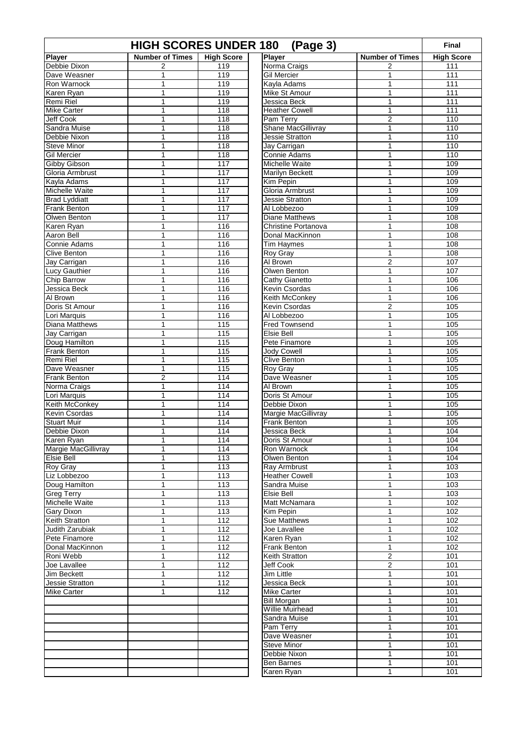## HIGH SCORES UNDER 180 (Page 3)

**Final**

| Player | Number of Times | High Score | Player | Number of Times | High Score |
|---|---|---|---|---|---|
| Debbie Dixon | 2 | 119 | Norma Craigs | 2 | 111 |
| Dave Weasner | 1 | 119 | Gil Mercier | 1 | 111 |
| Ron Warnock | 1 | 119 | Kayla Adams | 1 | 111 |
| Karen Ryan | 1 | 119 | Mike St Amour | 1 | 111 |
| Remi Riel | 1 | 119 | Jessica Beck | 1 | 111 |
| Mike Carter | 1 | 118 | Heather Cowell | 1 | 111 |
| Jeff Cook | 1 | 118 | Pam Terry | 2 | 110 |
| Sandra Muise | 1 | 118 | Shane MacGillivray | 1 | 110 |
| Debbie Nixon | 1 | 118 | Jessie Stratton | 1 | 110 |
| Steve Minor | 1 | 118 | Jay Carrigan | 1 | 110 |
| Gil Mercier | 1 | 118 | Connie Adams | 1 | 110 |
| Gibby Gibson | 1 | 117 | Michelle Waite | 1 | 109 |
| Gloria Armbrust | 1 | 117 | Marilyn Beckett | 1 | 109 |
| Kayla Adams | 1 | 117 | Kim Pepin | 1 | 109 |
| Michelle Waite | 1 | 117 | Gloria Armbrust | 1 | 109 |
| Brad Lyddiatt | 1 | 117 | Jessie Stratton | 1 | 109 |
| Frank Benton | 1 | 117 | Al Lobbezoo | 1 | 109 |
| Olwen Benton | 1 | 117 | Diane Matthews | 1 | 108 |
| Karen Ryan | 1 | 116 | Christine Portanova | 1 | 108 |
| Aaron Bell | 1 | 116 | Donal MacKinnon | 1 | 108 |
| Connie Adams | 1 | 116 | Tim Haymes | 1 | 108 |
| Clive Benton | 1 | 116 | Roy Gray | 1 | 108 |
| Jay Carrigan | 1 | 116 | Al Brown | 2 | 107 |
| Lucy Gauthier | 1 | 116 | Olwen Benton | 1 | 107 |
| Chip Barrow | 1 | 116 | Cathy Gianetto | 1 | 106 |
| Jessica Beck | 1 | 116 | Kevin Csordas | 1 | 106 |
| Al Brown | 1 | 116 | Keith McConkey | 1 | 106 |
| Doris St Amour | 1 | 116 | Kevin Csordas | 2 | 105 |
| Lori Marquis | 1 | 116 | Al Lobbezoo | 1 | 105 |
| Diana Matthews | 1 | 115 | Fred Townsend | 1 | 105 |
| Jay Carrigan | 1 | 115 | Elsie Bell | 1 | 105 |
| Doug Hamilton | 1 | 115 | Pete Finamore | 1 | 105 |
| Frank Benton | 1 | 115 | Jody Cowell | 1 | 105 |
| Remi Riel | 1 | 115 | Clive Benton | 1 | 105 |
| Dave Weasner | 1 | 115 | Roy Gray | 1 | 105 |
| Frank Benton | 2 | 114 | Dave Weasner | 1 | 105 |
| Norma Craigs | 1 | 114 | Al Brown | 1 | 105 |
| Lori Marquis | 1 | 114 | Doris St Amour | 1 | 105 |
| Keith McConkey | 1 | 114 | Debbie Dixon | 1 | 105 |
| Kevin Csordas | 1 | 114 | Margie MacGillivray | 1 | 105 |
| Stuart Muir | 1 | 114 | Frank Benton | 1 | 105 |
| Debbie Dixon | 1 | 114 | Jessica Beck | 1 | 104 |
| Karen Ryan | 1 | 114 | Doris St Amour | 1 | 104 |
| Margie MacGillivray | 1 | 114 | Ron Warnock | 1 | 104 |
| Elsie Bell | 1 | 113 | Olwen Benton | 1 | 104 |
| Roy Gray | 1 | 113 | Ray Armbrust | 1 | 103 |
| Liz Lobbezoo | 1 | 113 | Heather Cowell | 1 | 103 |
| Doug Hamilton | 1 | 113 | Sandra Muise | 1 | 103 |
| Greg Terry | 1 | 113 | Elsie Bell | 1 | 103 |
| Michelle Waite | 1 | 113 | Matt McNamara | 1 | 102 |
| Gary Dixon | 1 | 113 | Kim Pepin | 1 | 102 |
| Keith Stratton | 1 | 112 | Sue Matthews | 1 | 102 |
| Judith Zarubiak | 1 | 112 | Joe Lavallee | 1 | 102 |
| Pete Finamore | 1 | 112 | Karen Ryan | 1 | 102 |
| Donal MacKinnon | 1 | 112 | Frank Benton | 1 | 102 |
| Roni Webb | 1 | 112 | Keith Stratton | 2 | 101 |
| Joe Lavallee | 1 | 112 | Jeff Cook | 2 | 101 |
| Jim Beckett | 1 | 112 | Jim Little | 1 | 101 |
| Jessie Stratton | 1 | 112 | Jessica Beck | 1 | 101 |
| Mike Carter | 1 | 112 | Mike Carter | 1 | 101 |
| | | | Bill Morgan | 1 | 101 |
| | | | Willie Muirhead | 1 | 101 |
| | | | Sandra Muise | 1 | 101 |
| | | | Pam Terry | 1 | 101 |
| | | | Dave Weasner | 1 | 101 |
| | | | Steve Minor | 1 | 101 |
| | | | Debbie Nixon | 1 | 101 |
| | | | Ben Barnes | 1 | 101 |
| | | | Karen Ryan | 1 | 101 |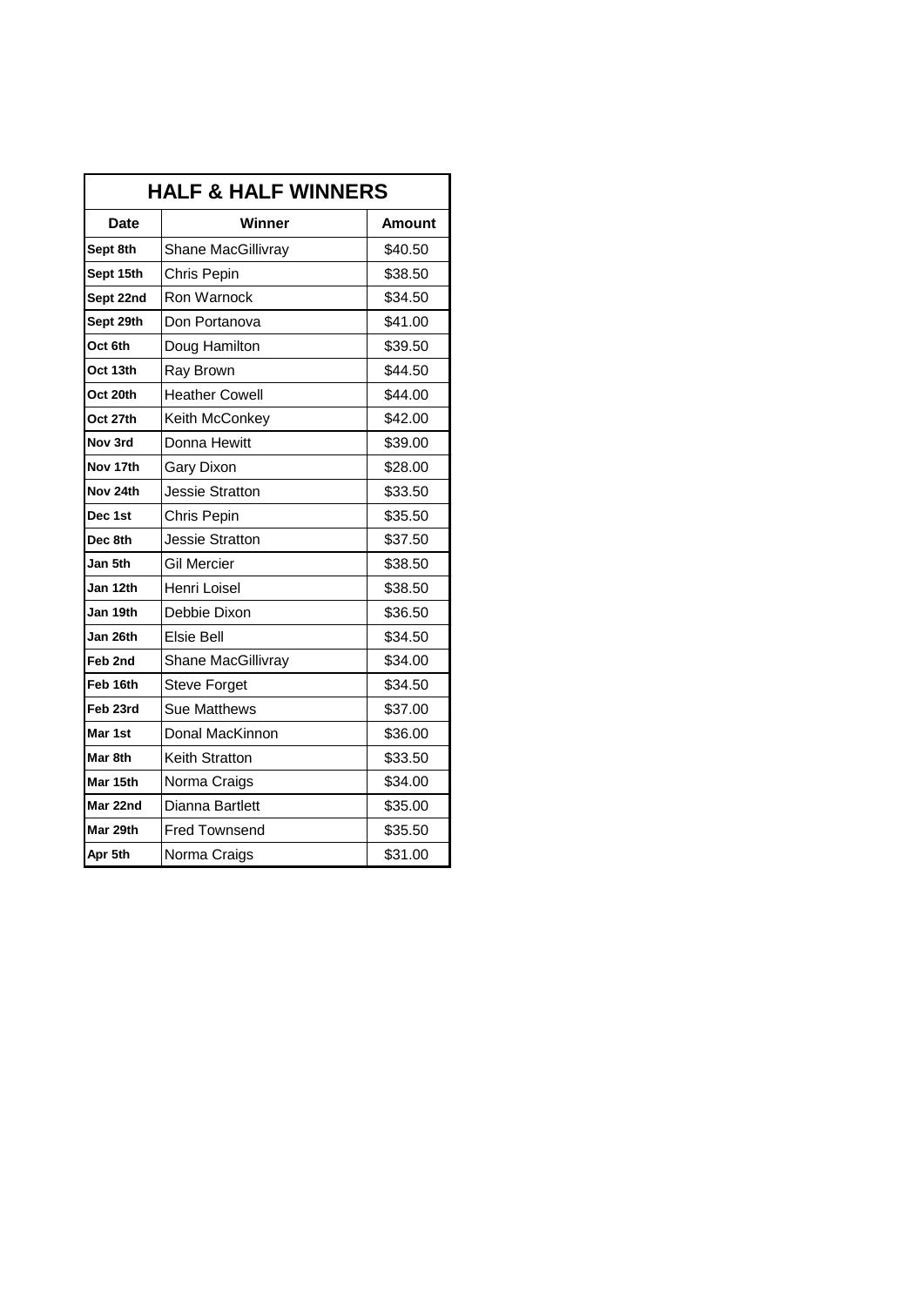## HALF & HALF WINNERS

| Date | Winner | Amount |
|---|---|---|
| Sept 8th | Shane MacGillivray | $40.50 |
| Sept 15th | Chris Pepin | $38.50 |
| Sept 22nd | Ron Warnock | $34.50 |
| Sept 29th | Don Portanova | $41.00 |
| Oct 6th | Doug Hamilton | $39.50 |
| Oct 13th | Ray Brown | $44.50 |
| Oct 20th | Heather Cowell | $44.00 |
| Oct 27th | Keith McConkey | $42.00 |
| Nov 3rd | Donna Hewitt | $39.00 |
| Nov 17th | Gary Dixon | $28.00 |
| Nov 24th | Jessie Stratton | $33.50 |
| Dec 1st | Chris Pepin | $35.50 |
| Dec 8th | Jessie Stratton | $37.50 |
| Jan 5th | Gil Mercier | $38.50 |
| Jan 12th | Henri Loisel | $38.50 |
| Jan 19th | Debbie Dixon | $36.50 |
| Jan 26th | Elsie Bell | $34.50 |
| Feb 2nd | Shane MacGillivray | $34.00 |
| Feb 16th | Steve Forget | $34.50 |
| Feb 23rd | Sue Matthews | $37.00 |
| Mar 1st | Donal MacKinnon | $36.00 |
| Mar 8th | Keith Stratton | $33.50 |
| Mar 15th | Norma Craigs | $34.00 |
| Mar 22nd | Dianna Bartlett | $35.00 |
| Mar 29th | Fred Townsend | $35.50 |
| Apr 5th | Norma Craigs | $31.00 |